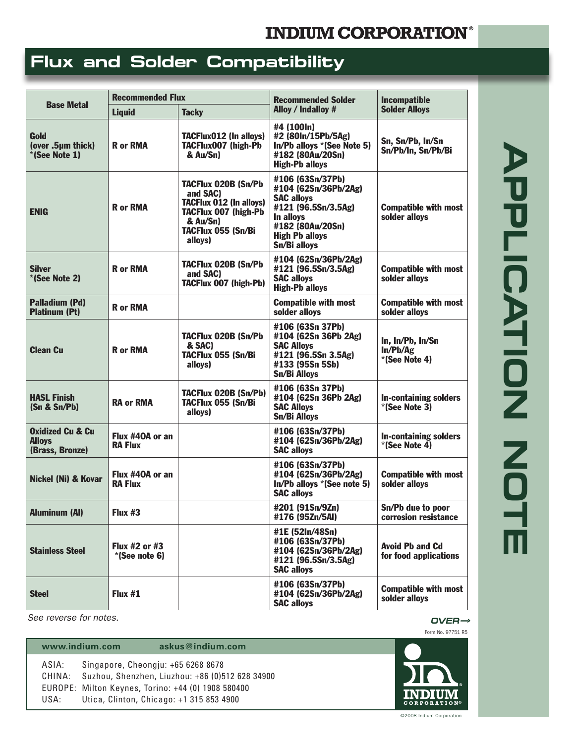# INDIUM CORPORATION®

## Flux and Solder Compatibility

| Base Metal | Recommended Flux | | Recommended Solder Alloy / Indalloy # | Incompatible Solder Alloys |
|---|---|---|---|---|
| | Liquid | Tacky | | |
| Gold (over .5µm thick) *(See Note 1) | R or RMA | TACFlux012 (In alloys) TACFlux007 (high-Pb & Au/Sn) | #4 (100In) #2 (80In/15Pb/5Ag) In/Pb alloys *(See Note 5) #182 (80Au/20Sn) High-Pb alloys | Sn, Sn/Pb, In/Sn Sn/Pb/In, Sn/Pb/Bi |
| ENIG | R or RMA | TACFlux 020B (Sn/Pb and SAC) TACFlux 012 (In alloys) TACFlux 007 (high-Pb & Au/Sn) TACFlux 055 (Sn/Bi alloys) | #106 (63Sn/37Pb) #104 (62Sn/36Pb/2Ag) SAC alloys #121 (96.5Sn/3.5Ag) In alloys #182 (80Au/20Sn) High Pb alloys Sn/Bi alloys | Compatible with most solder alloys |
| Silver *(See Note 2) | R or RMA | TACFlux 020B (Sn/Pb and SAC) TACFlux 007 (high-Pb) | #104 (62Sn/36Pb/2Ag) #121 (96.5Sn/3.5Ag) SAC alloys High-Pb alloys | Compatible with most solder alloys |
| Palladium (Pd) Platinum (Pt) | R or RMA | | Compatible with most solder alloys | Compatible with most solder alloys |
| Clean Cu | R or RMA | TACFlux 020B (Sn/Pb & SAC) TACFlux 055 (Sn/Bi alloys) | #106 (63Sn 37Pb) #104 (62Sn 36Pb 2Ag) SAC Alloys #121 (96.5Sn 3.5Ag) #133 (95Sn 5Sb) Sn/Bi Alloys | In, In/Pb, In/Sn In/Pb/Ag *(See Note 4) |
| HASL Finish (Sn & Sn/Pb) | RA or RMA | TACFlux 020B (Sn/Pb) TACFlux 055 (Sn/Bi alloys) | #106 (63Sn 37Pb) #104 (62Sn 36Pb 2Ag) SAC Alloys Sn/Bi Alloys | In-containing solders *(See Note 3) |
| Oxidized Cu & Cu Alloys (Brass, Bronze) | Flux #40A or an RA Flux | | #106 (63Sn/37Pb) #104 (62Sn/36Pb/2Ag) SAC alloys | In-containing solders *(See Note 4) |
| Nickel (Ni) & Kovar | Flux #40A or an RA Flux | | #106 (63Sn/37Pb) #104 (62Sn/36Pb/2Ag) In/Pb alloys *(See note 5) SAC alloys | Compatible with most solder alloys |
| Aluminum (Al) | Flux #3 | | #201 (91Sn/9Zn) #176 (95Zn/5Al) | Sn/Pb due to poor corrosion resistance |
| Stainless Steel | Flux #2 or #3 *(See note 6) | | #1E (52In/48Sn) #106 (63Sn/37Pb) #104 (62Sn/36Pb/2Ag) #121 (96.5Sn/3.5Ag) SAC alloys | Avoid Pb and Cd for food applications |
| Steel | Flux #1 | | #106 (63Sn/37Pb) #104 (62Sn/36Pb/2Ag) SAC alloys | Compatible with most solder alloys |

*See reverse for notes.*

OVER→

Form No. 97751 R5

**www.indium.com** **askus@indium.com**

ASIA: Singapore, Cheongju: +65 6268 8678
CHINA: Suzhou, Shenzhen, Liuzhou: +86 (0)512 628 34900
EUROPE: Milton Keynes, Torino: +44 (0) 1908 580400
USA: Utica, Clinton, Chicago: +1 315 853 4900

©2008 Indium Corporation

APPLICATION NOTE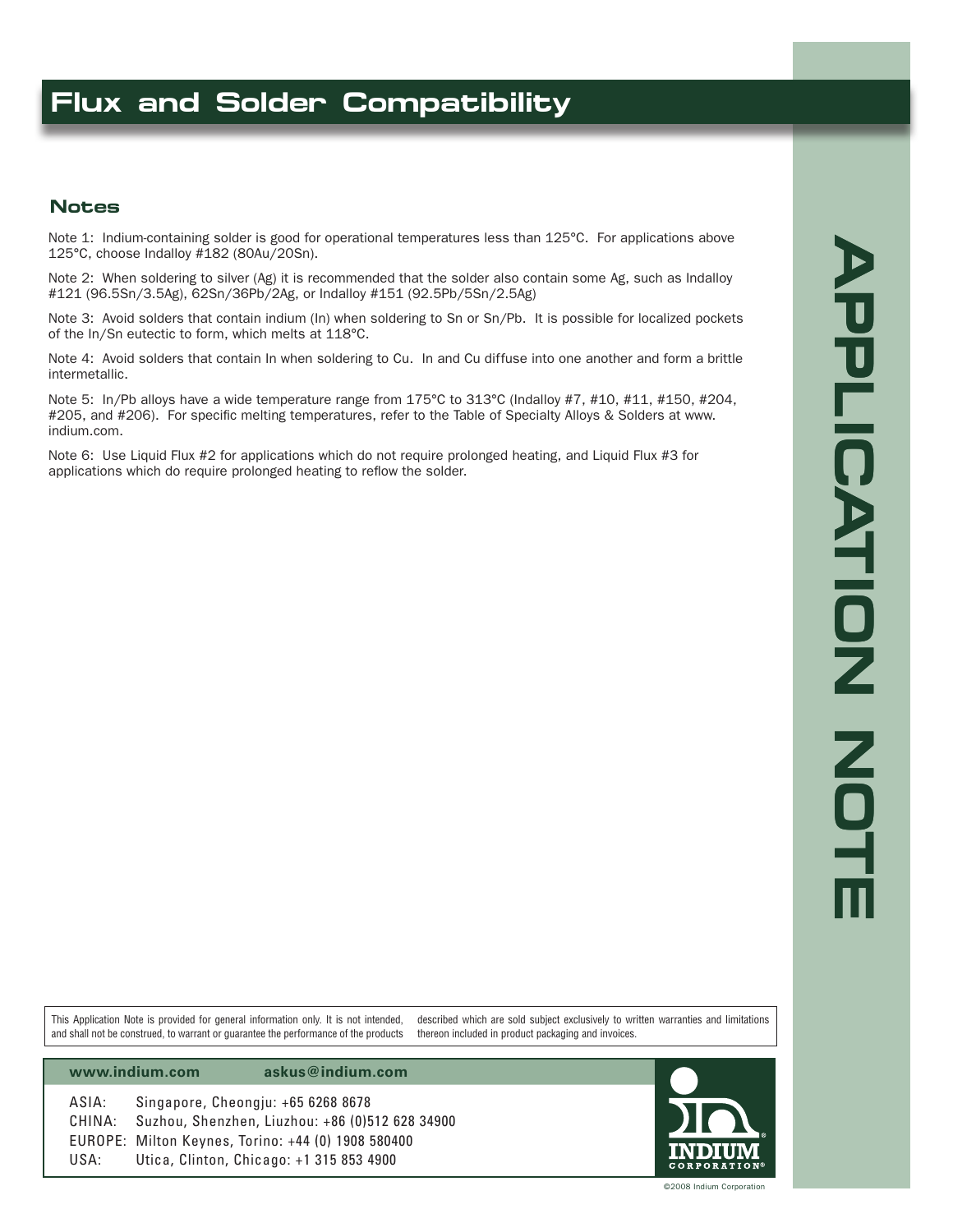# Flux and Solder Compatibility

## Notes

Note 1: Indium-containing solder is good for operational temperatures less than 125°C. For applications above 125°C, choose Indalloy #182 (80Au/20Sn).

Note 2: When soldering to silver (Ag) it is recommended that the solder also contain some Ag, such as Indalloy #121 (96.5Sn/3.5Ag), 62Sn/36Pb/2Ag, or Indalloy #151 (92.5Pb/5Sn/2.5Ag)

Note 3: Avoid solders that contain indium (In) when soldering to Sn or Sn/Pb. It is possible for localized pockets of the In/Sn eutectic to form, which melts at 118°C.

Note 4: Avoid solders that contain In when soldering to Cu. In and Cu diffuse into one another and form a brittle intermetallic.

Note 5: In/Pb alloys have a wide temperature range from 175°C to 313°C (Indalloy #7, #10, #11, #150, #204, #205, and #206). For specific melting temperatures, refer to the Table of Specialty Alloys & Solders at www.indium.com.

Note 6: Use Liquid Flux #2 for applications which do not require prolonged heating, and Liquid Flux #3 for applications which do require prolonged heating to reflow the solder.

This Application Note is provided for general information only. It is not intended, and shall not be construed, to warrant or guarantee the performance of the products described which are sold subject exclusively to written warranties and limitations thereon included in product packaging and invoices.

**www.indium.com** **askus@indium.com**

ASIA: Singapore, Cheongju: +65 6268 8678
CHINA: Suzhou, Shenzhen, Liuzhou: +86 (0)512 628 34900
EUROPE: Milton Keynes, Torino: +44 (0) 1908 580400
USA: Utica, Clinton, Chicago: +1 315 853 4900

INDIUM CORPORATION®

©2008 Indium Corporation

APPLICATION NOTE